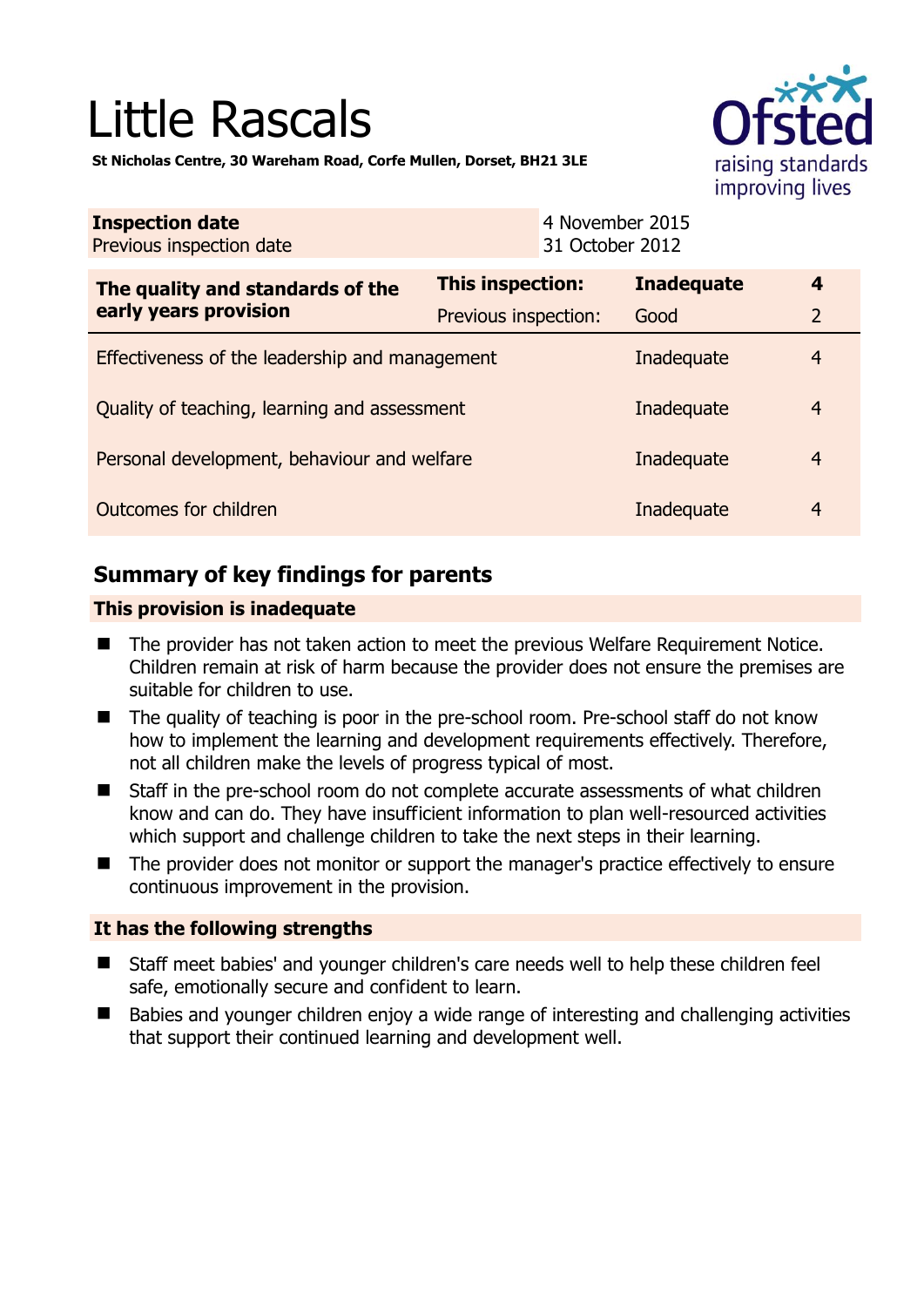# Little Rascals

**St Nicholas Centre, 30 Wareham Road, Corfe Mullen, Dorset, BH21 3LE**

| **Inspection date** | 4 November 2015 |
|---|---|
| Previous inspection date | 31 October 2012 |

| **The quality and standards of the early years provision** | **This inspection:** | **Inadequate** | **4** |
|---|---|---|---|
| | Previous inspection: | Good | 2 |
| Effectiveness of the leadership and management | | Inadequate | 4 |
| Quality of teaching, learning and assessment | | Inadequate | 4 |
| Personal development, behaviour and welfare | | Inadequate | 4 |
| Outcomes for children | | Inadequate | 4 |

## Summary of key findings for parents

### This provision is inadequate

- The provider has not taken action to meet the previous Welfare Requirement Notice. Children remain at risk of harm because the provider does not ensure the premises are suitable for children to use.
- The quality of teaching is poor in the pre-school room. Pre-school staff do not know how to implement the learning and development requirements effectively. Therefore, not all children make the levels of progress typical of most.
- Staff in the pre-school room do not complete accurate assessments of what children know and can do. They have insufficient information to plan well-resourced activities which support and challenge children to take the next steps in their learning.
- The provider does not monitor or support the manager's practice effectively to ensure continuous improvement in the provision.

### It has the following strengths

- Staff meet babies' and younger children's care needs well to help these children feel safe, emotionally secure and confident to learn.
- Babies and younger children enjoy a wide range of interesting and challenging activities that support their continued learning and development well.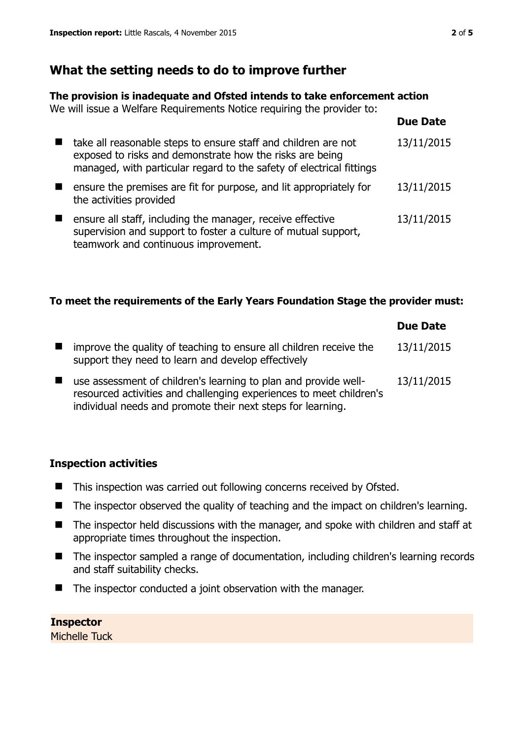## What the setting needs to do to improve further

**The provision is inadequate and Ofsted intends to take enforcement action**
We will issue a Welfare Requirements Notice requiring the provider to:

| | Due Date |
|---|---|
| take all reasonable steps to ensure staff and children are not exposed to risks and demonstrate how the risks are being managed, with particular regard to the safety of electrical fittings | 13/11/2015 |
| ensure the premises are fit for purpose, and lit appropriately for the activities provided | 13/11/2015 |
| ensure all staff, including the manager, receive effective supervision and support to foster a culture of mutual support, teamwork and continuous improvement. | 13/11/2015 |

**To meet the requirements of the Early Years Foundation Stage the provider must:**

| | Due Date |
|---|---|
| improve the quality of teaching to ensure all children receive the support they need to learn and develop effectively | 13/11/2015 |
| use assessment of children's learning to plan and provide well-resourced activities and challenging experiences to meet children's individual needs and promote their next steps for learning. | 13/11/2015 |

### Inspection activities

- This inspection was carried out following concerns received by Ofsted.
- The inspector observed the quality of teaching and the impact on children's learning.
- The inspector held discussions with the manager, and spoke with children and staff at appropriate times throughout the inspection.
- The inspector sampled a range of documentation, including children's learning records and staff suitability checks.
- The inspector conducted a joint observation with the manager.

**Inspector**
Michelle Tuck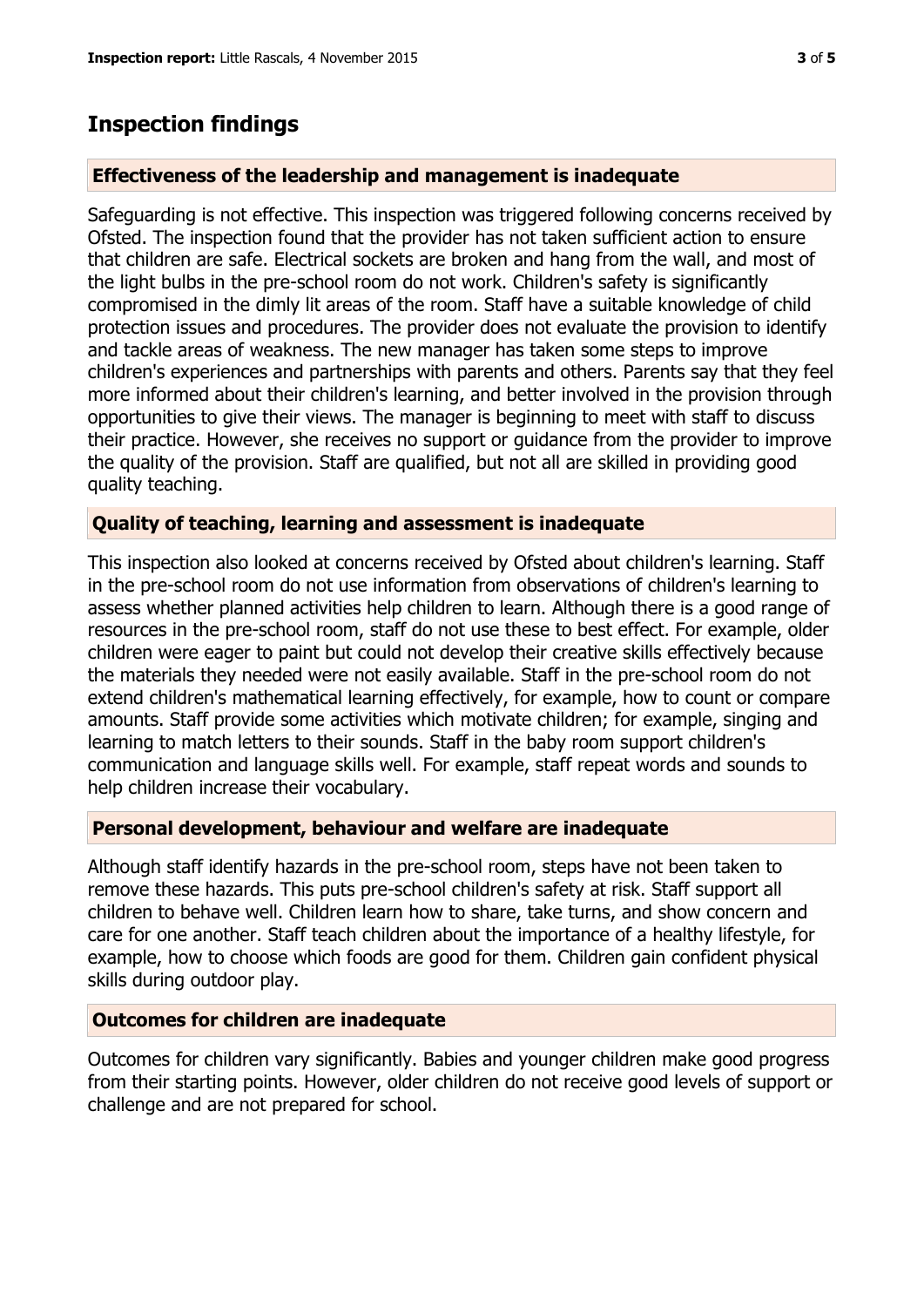## Inspection findings

### Effectiveness of the leadership and management is inadequate

Safeguarding is not effective. This inspection was triggered following concerns received by Ofsted. The inspection found that the provider has not taken sufficient action to ensure that children are safe. Electrical sockets are broken and hang from the wall, and most of the light bulbs in the pre-school room do not work. Children's safety is significantly compromised in the dimly lit areas of the room. Staff have a suitable knowledge of child protection issues and procedures. The provider does not evaluate the provision to identify and tackle areas of weakness. The new manager has taken some steps to improve children's experiences and partnerships with parents and others. Parents say that they feel more informed about their children's learning, and better involved in the provision through opportunities to give their views. The manager is beginning to meet with staff to discuss their practice. However, she receives no support or guidance from the provider to improve the quality of the provision. Staff are qualified, but not all are skilled in providing good quality teaching.

### Quality of teaching, learning and assessment is inadequate

This inspection also looked at concerns received by Ofsted about children's learning. Staff in the pre-school room do not use information from observations of children's learning to assess whether planned activities help children to learn. Although there is a good range of resources in the pre-school room, staff do not use these to best effect. For example, older children were eager to paint but could not develop their creative skills effectively because the materials they needed were not easily available. Staff in the pre-school room do not extend children's mathematical learning effectively, for example, how to count or compare amounts. Staff provide some activities which motivate children; for example, singing and learning to match letters to their sounds. Staff in the baby room support children's communication and language skills well. For example, staff repeat words and sounds to help children increase their vocabulary.

### Personal development, behaviour and welfare are inadequate

Although staff identify hazards in the pre-school room, steps have not been taken to remove these hazards. This puts pre-school children's safety at risk. Staff support all children to behave well. Children learn how to share, take turns, and show concern and care for one another. Staff teach children about the importance of a healthy lifestyle, for example, how to choose which foods are good for them. Children gain confident physical skills during outdoor play.

### Outcomes for children are inadequate

Outcomes for children vary significantly. Babies and younger children make good progress from their starting points. However, older children do not receive good levels of support or challenge and are not prepared for school.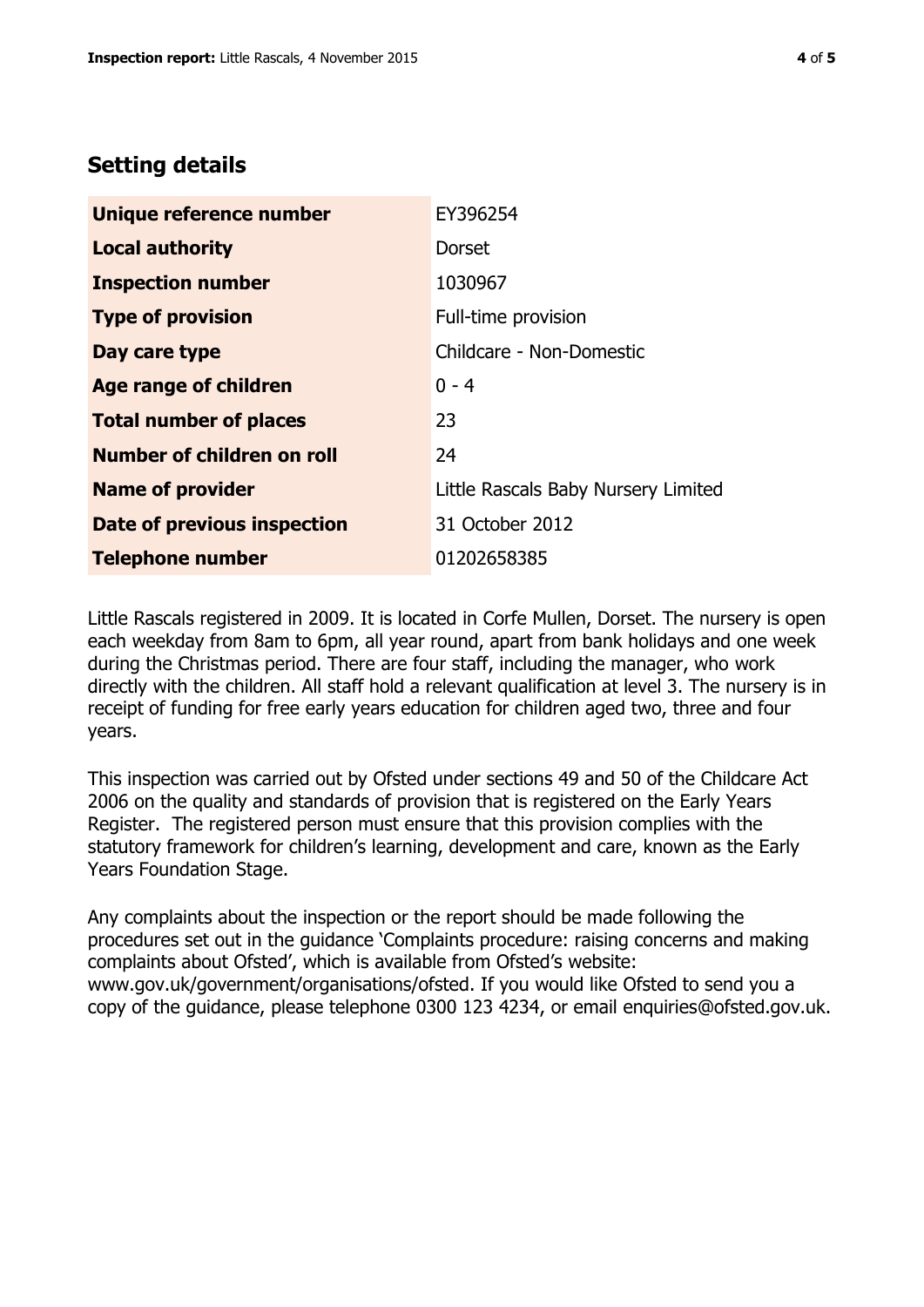## Setting details

| | |
|---|---|
| **Unique reference number** | EY396254 |
| **Local authority** | Dorset |
| **Inspection number** | 1030967 |
| **Type of provision** | Full-time provision |
| **Day care type** | Childcare - Non-Domestic |
| **Age range of children** | 0 - 4 |
| **Total number of places** | 23 |
| **Number of children on roll** | 24 |
| **Name of provider** | Little Rascals Baby Nursery Limited |
| **Date of previous inspection** | 31 October 2012 |
| **Telephone number** | 01202658385 |

Little Rascals registered in 2009. It is located in Corfe Mullen, Dorset. The nursery is open each weekday from 8am to 6pm, all year round, apart from bank holidays and one week during the Christmas period. There are four staff, including the manager, who work directly with the children. All staff hold a relevant qualification at level 3. The nursery is in receipt of funding for free early years education for children aged two, three and four years.

This inspection was carried out by Ofsted under sections 49 and 50 of the Childcare Act 2006 on the quality and standards of provision that is registered on the Early Years Register. The registered person must ensure that this provision complies with the statutory framework for children's learning, development and care, known as the Early Years Foundation Stage.

Any complaints about the inspection or the report should be made following the procedures set out in the guidance 'Complaints procedure: raising concerns and making complaints about Ofsted', which is available from Ofsted's website: www.gov.uk/government/organisations/ofsted. If you would like Ofsted to send you a copy of the guidance, please telephone 0300 123 4234, or email enquiries@ofsted.gov.uk.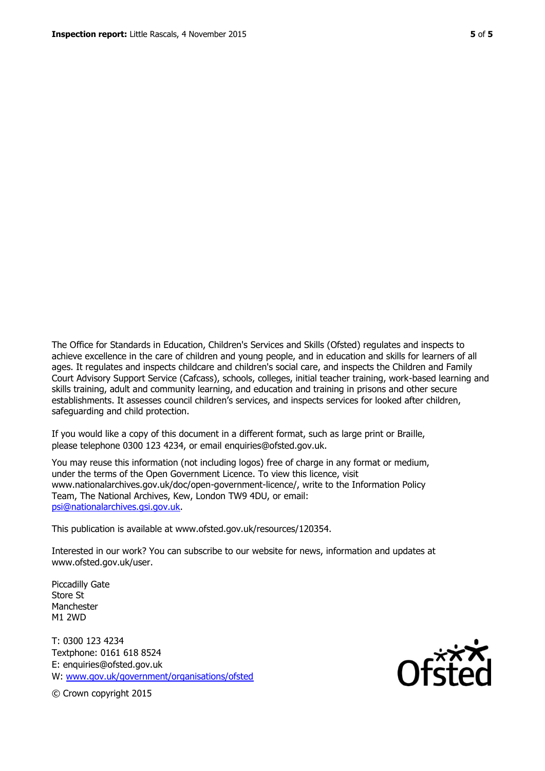The Office for Standards in Education, Children's Services and Skills (Ofsted) regulates and inspects to achieve excellence in the care of children and young people, and in education and skills for learners of all ages. It regulates and inspects childcare and children's social care, and inspects the Children and Family Court Advisory Support Service (Cafcass), schools, colleges, initial teacher training, work-based learning and skills training, adult and community learning, and education and training in prisons and other secure establishments. It assesses council children's services, and inspects services for looked after children, safeguarding and child protection.

If you would like a copy of this document in a different format, such as large print or Braille, please telephone 0300 123 4234, or email enquiries@ofsted.gov.uk.

You may reuse this information (not including logos) free of charge in any format or medium, under the terms of the Open Government Licence. To view this licence, visit www.nationalarchives.gov.uk/doc/open-government-licence/, write to the Information Policy Team, The National Archives, Kew, London TW9 4DU, or email: psi@nationalarchives.gsi.gov.uk.

This publication is available at www.ofsted.gov.uk/resources/120354.

Interested in our work? You can subscribe to our website for news, information and updates at www.ofsted.gov.uk/user.

Piccadilly Gate
Store St
Manchester
M1 2WD

T: 0300 123 4234
Textphone: 0161 618 8524
E: enquiries@ofsted.gov.uk
W: www.gov.uk/government/organisations/ofsted

© Crown copyright 2015